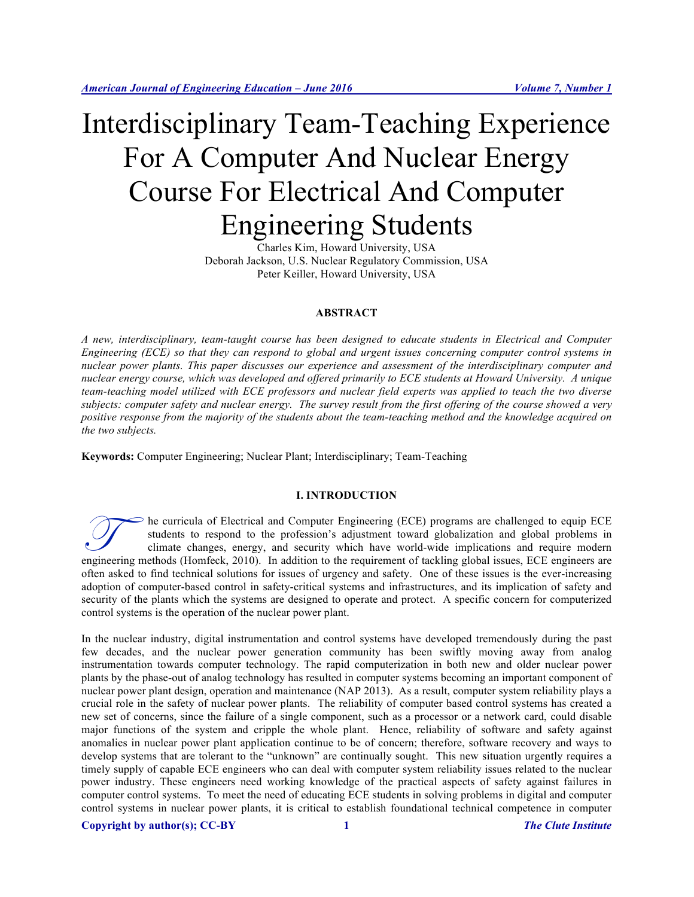# Interdisciplinary Team-Teaching Experience For A Computer And Nuclear Energy Course For Electrical And Computer Engineering Students

Charles Kim, Howard University, USA
Deborah Jackson, U.S. Nuclear Regulatory Commission, USA
Peter Keiller, Howard University, USA

## ABSTRACT

*A new, interdisciplinary, team-taught course has been designed to educate students in Electrical and Computer Engineering (ECE) so that they can respond to global and urgent issues concerning computer control systems in nuclear power plants. This paper discusses our experience and assessment of the interdisciplinary computer and nuclear energy course, which was developed and offered primarily to ECE students at Howard University. A unique team-teaching model utilized with ECE professors and nuclear field experts was applied to teach the two diverse subjects: computer safety and nuclear energy. The survey result from the first offering of the course showed a very positive response from the majority of the students about the team-teaching method and the knowledge acquired on the two subjects.*

**Keywords:** Computer Engineering; Nuclear Plant; Interdisciplinary; Team-Teaching

## I. INTRODUCTION

The curricula of Electrical and Computer Engineering (ECE) programs are challenged to equip ECE students to respond to the profession's adjustment toward globalization and global problems in climate changes, energy, and security which have world-wide implications and require modern engineering methods (Homfeck, 2010). In addition to the requirement of tackling global issues, ECE engineers are often asked to find technical solutions for issues of urgency and safety. One of these issues is the ever-increasing adoption of computer-based control in safety-critical systems and infrastructures, and its implication of safety and security of the plants which the systems are designed to operate and protect. A specific concern for computerized control systems is the operation of the nuclear power plant.

In the nuclear industry, digital instrumentation and control systems have developed tremendously during the past few decades, and the nuclear power generation community has been swiftly moving away from analog instrumentation towards computer technology. The rapid computerization in both new and older nuclear power plants by the phase-out of analog technology has resulted in computer systems becoming an important component of nuclear power plant design, operation and maintenance (NAP 2013). As a result, computer system reliability plays a crucial role in the safety of nuclear power plants. The reliability of computer based control systems has created a new set of concerns, since the failure of a single component, such as a processor or a network card, could disable major functions of the system and cripple the whole plant. Hence, reliability of software and safety against anomalies in nuclear power plant application continue to be of concern; therefore, software recovery and ways to develop systems that are tolerant to the "unknown" are continually sought. This new situation urgently requires a timely supply of capable ECE engineers who can deal with computer system reliability issues related to the nuclear power industry. These engineers need working knowledge of the practical aspects of safety against failures in computer control systems. To meet the need of educating ECE students in solving problems in digital and computer control systems in nuclear power plants, it is critical to establish foundational technical competence in computer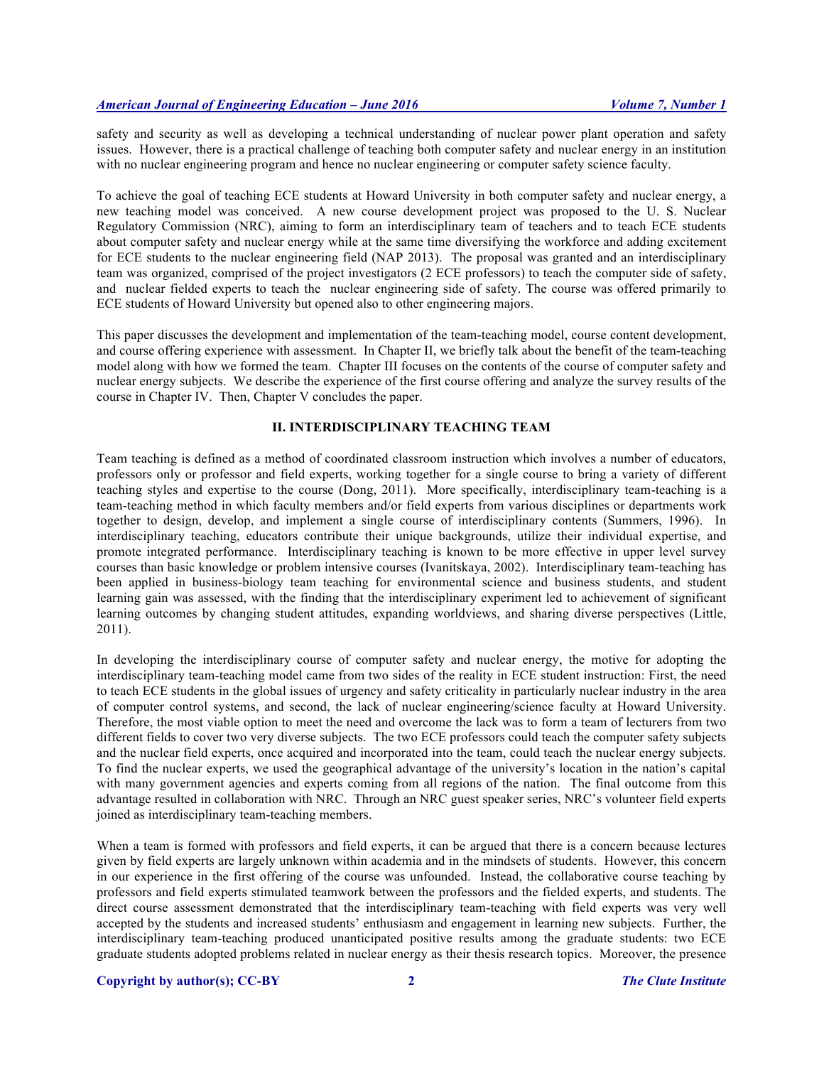safety and security as well as developing a technical understanding of nuclear power plant operation and safety issues. However, there is a practical challenge of teaching both computer safety and nuclear energy in an institution with no nuclear engineering program and hence no nuclear engineering or computer safety science faculty.

To achieve the goal of teaching ECE students at Howard University in both computer safety and nuclear energy, a new teaching model was conceived. A new course development project was proposed to the U. S. Nuclear Regulatory Commission (NRC), aiming to form an interdisciplinary team of teachers and to teach ECE students about computer safety and nuclear energy while at the same time diversifying the workforce and adding excitement for ECE students to the nuclear engineering field (NAP 2013). The proposal was granted and an interdisciplinary team was organized, comprised of the project investigators (2 ECE professors) to teach the computer side of safety, and nuclear fielded experts to teach the nuclear engineering side of safety. The course was offered primarily to ECE students of Howard University but opened also to other engineering majors.

This paper discusses the development and implementation of the team-teaching model, course content development, and course offering experience with assessment. In Chapter II, we briefly talk about the benefit of the team-teaching model along with how we formed the team. Chapter III focuses on the contents of the course of computer safety and nuclear energy subjects. We describe the experience of the first course offering and analyze the survey results of the course in Chapter IV. Then, Chapter V concludes the paper.

## II. INTERDISCIPLINARY TEACHING TEAM

Team teaching is defined as a method of coordinated classroom instruction which involves a number of educators, professors only or professor and field experts, working together for a single course to bring a variety of different teaching styles and expertise to the course (Dong, 2011). More specifically, interdisciplinary team-teaching is a team-teaching method in which faculty members and/or field experts from various disciplines or departments work together to design, develop, and implement a single course of interdisciplinary contents (Summers, 1996). In interdisciplinary teaching, educators contribute their unique backgrounds, utilize their individual expertise, and promote integrated performance. Interdisciplinary teaching is known to be more effective in upper level survey courses than basic knowledge or problem intensive courses (Ivanitskaya, 2002). Interdisciplinary team-teaching has been applied in business-biology team teaching for environmental science and business students, and student learning gain was assessed, with the finding that the interdisciplinary experiment led to achievement of significant learning outcomes by changing student attitudes, expanding worldviews, and sharing diverse perspectives (Little, 2011).

In developing the interdisciplinary course of computer safety and nuclear energy, the motive for adopting the interdisciplinary team-teaching model came from two sides of the reality in ECE student instruction: First, the need to teach ECE students in the global issues of urgency and safety criticality in particularly nuclear industry in the area of computer control systems, and second, the lack of nuclear engineering/science faculty at Howard University. Therefore, the most viable option to meet the need and overcome the lack was to form a team of lecturers from two different fields to cover two very diverse subjects. The two ECE professors could teach the computer safety subjects and the nuclear field experts, once acquired and incorporated into the team, could teach the nuclear energy subjects. To find the nuclear experts, we used the geographical advantage of the university's location in the nation's capital with many government agencies and experts coming from all regions of the nation. The final outcome from this advantage resulted in collaboration with NRC. Through an NRC guest speaker series, NRC's volunteer field experts joined as interdisciplinary team-teaching members.

When a team is formed with professors and field experts, it can be argued that there is a concern because lectures given by field experts are largely unknown within academia and in the mindsets of students. However, this concern in our experience in the first offering of the course was unfounded. Instead, the collaborative course teaching by professors and field experts stimulated teamwork between the professors and the fielded experts, and students. The direct course assessment demonstrated that the interdisciplinary team-teaching with field experts was very well accepted by the students and increased students' enthusiasm and engagement in learning new subjects. Further, the interdisciplinary team-teaching produced unanticipated positive results among the graduate students: two ECE graduate students adopted problems related in nuclear energy as their thesis research topics. Moreover, the presence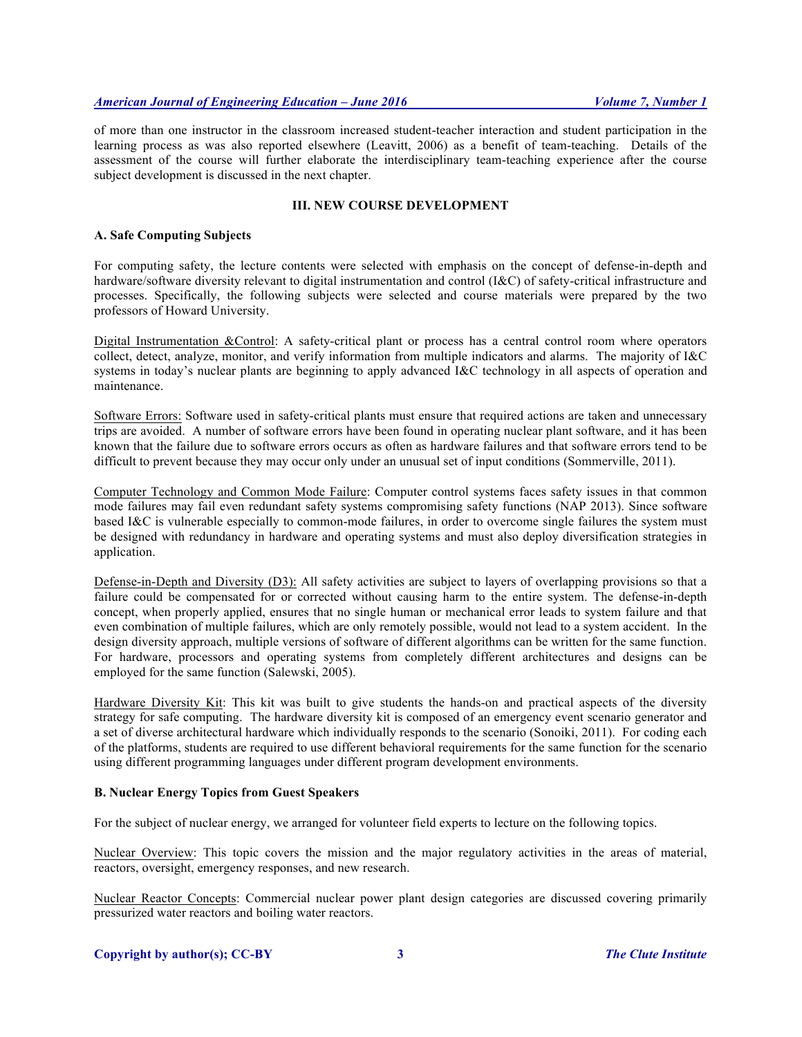of more than one instructor in the classroom increased student-teacher interaction and student participation in the learning process as was also reported elsewhere (Leavitt, 2006) as a benefit of team-teaching. Details of the assessment of the course will further elaborate the interdisciplinary team-teaching experience after the course subject development is discussed in the next chapter.

## III. NEW COURSE DEVELOPMENT

### A. Safe Computing Subjects

For computing safety, the lecture contents were selected with emphasis on the concept of defense-in-depth and hardware/software diversity relevant to digital instrumentation and control (I&C) of safety-critical infrastructure and processes. Specifically, the following subjects were selected and course materials were prepared by the two professors of Howard University.

<u>Digital Instrumentation &Control</u>: A safety-critical plant or process has a central control room where operators collect, detect, analyze, monitor, and verify information from multiple indicators and alarms. The majority of I&C systems in today's nuclear plants are beginning to apply advanced I&C technology in all aspects of operation and maintenance.

<u>Software Errors:</u> Software used in safety-critical plants must ensure that required actions are taken and unnecessary trips are avoided. A number of software errors have been found in operating nuclear plant software, and it has been known that the failure due to software errors occurs as often as hardware failures and that software errors tend to be difficult to prevent because they may occur only under an unusual set of input conditions (Sommerville, 2011).

<u>Computer Technology and Common Mode Failure</u>: Computer control systems faces safety issues in that common mode failures may fail even redundant safety systems compromising safety functions (NAP 2013). Since software based I&C is vulnerable especially to common-mode failures, in order to overcome single failures the system must be designed with redundancy in hardware and operating systems and must also deploy diversification strategies in application.

<u>Defense-in-Depth and Diversity (D3):</u> All safety activities are subject to layers of overlapping provisions so that a failure could be compensated for or corrected without causing harm to the entire system. The defense-in-depth concept, when properly applied, ensures that no single human or mechanical error leads to system failure and that even combination of multiple failures, which are only remotely possible, would not lead to a system accident. In the design diversity approach, multiple versions of software of different algorithms can be written for the same function. For hardware, processors and operating systems from completely different architectures and designs can be employed for the same function (Salewski, 2005).

<u>Hardware Diversity Kit</u>: This kit was built to give students the hands-on and practical aspects of the diversity strategy for safe computing. The hardware diversity kit is composed of an emergency event scenario generator and a set of diverse architectural hardware which individually responds to the scenario (Sonoiki, 2011). For coding each of the platforms, students are required to use different behavioral requirements for the same function for the scenario using different programming languages under different program development environments.

### B. Nuclear Energy Topics from Guest Speakers

For the subject of nuclear energy, we arranged for volunteer field experts to lecture on the following topics.

<u>Nuclear Overview</u>: This topic covers the mission and the major regulatory activities in the areas of material, reactors, oversight, emergency responses, and new research.

<u>Nuclear Reactor Concepts</u>: Commercial nuclear power plant design categories are discussed covering primarily pressurized water reactors and boiling water reactors.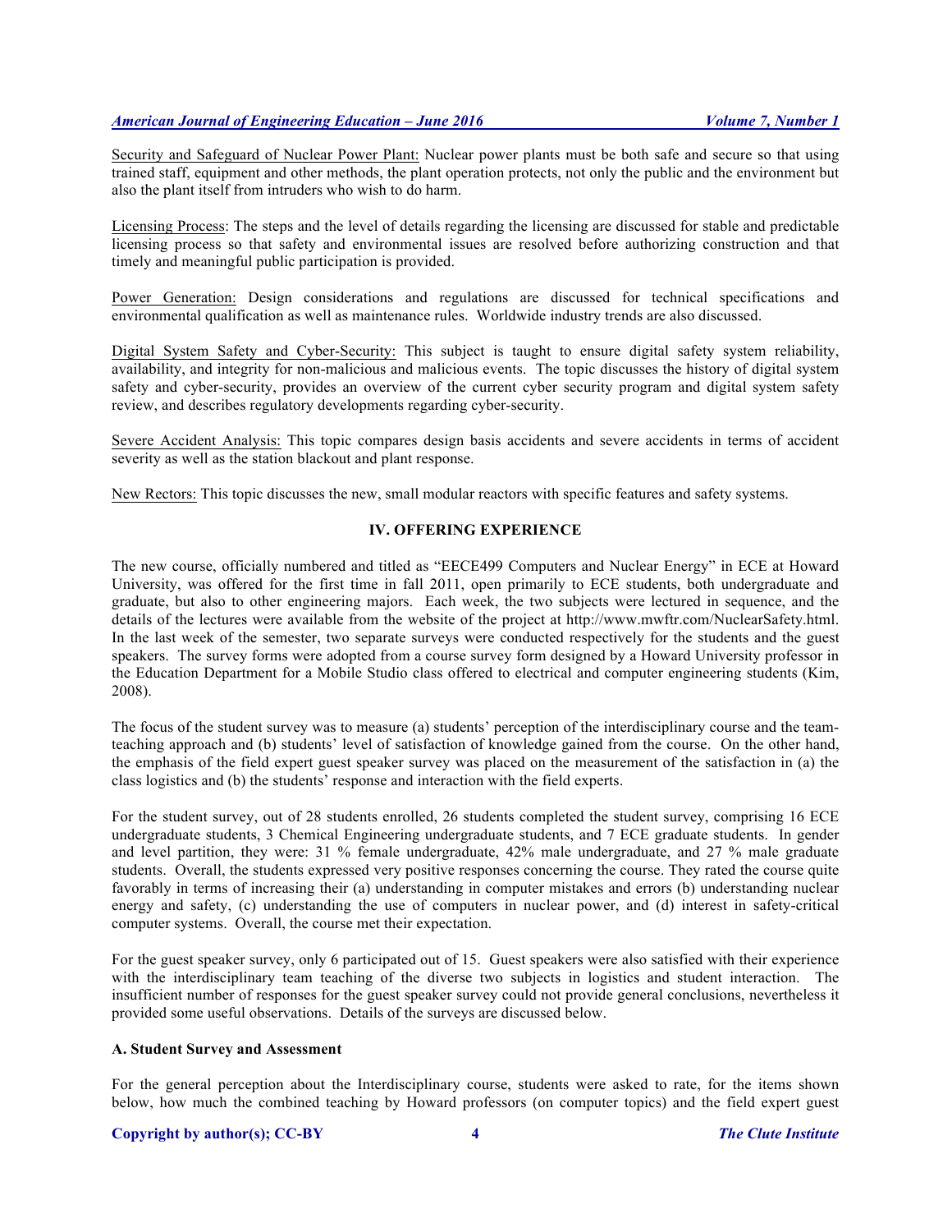Security and Safeguard of Nuclear Power Plant: Nuclear power plants must be both safe and secure so that using trained staff, equipment and other methods, the plant operation protects, not only the public and the environment but also the plant itself from intruders who wish to do harm.

Licensing Process: The steps and the level of details regarding the licensing are discussed for stable and predictable licensing process so that safety and environmental issues are resolved before authorizing construction and that timely and meaningful public participation is provided.

Power Generation: Design considerations and regulations are discussed for technical specifications and environmental qualification as well as maintenance rules. Worldwide industry trends are also discussed.

Digital System Safety and Cyber-Security: This subject is taught to ensure digital safety system reliability, availability, and integrity for non-malicious and malicious events. The topic discusses the history of digital system safety and cyber-security, provides an overview of the current cyber security program and digital system safety review, and describes regulatory developments regarding cyber-security.

Severe Accident Analysis: This topic compares design basis accidents and severe accidents in terms of accident severity as well as the station blackout and plant response.

New Rectors: This topic discusses the new, small modular reactors with specific features and safety systems.

## IV. OFFERING EXPERIENCE

The new course, officially numbered and titled as "EECE499 Computers and Nuclear Energy" in ECE at Howard University, was offered for the first time in fall 2011, open primarily to ECE students, both undergraduate and graduate, but also to other engineering majors. Each week, the two subjects were lectured in sequence, and the details of the lectures were available from the website of the project at http://www.mwftr.com/NuclearSafety.html. In the last week of the semester, two separate surveys were conducted respectively for the students and the guest speakers. The survey forms were adopted from a course survey form designed by a Howard University professor in the Education Department for a Mobile Studio class offered to electrical and computer engineering students (Kim, 2008).

The focus of the student survey was to measure (a) students' perception of the interdisciplinary course and the team-teaching approach and (b) students' level of satisfaction of knowledge gained from the course. On the other hand, the emphasis of the field expert guest speaker survey was placed on the measurement of the satisfaction in (a) the class logistics and (b) the students' response and interaction with the field experts.

For the student survey, out of 28 students enrolled, 26 students completed the student survey, comprising 16 ECE undergraduate students, 3 Chemical Engineering undergraduate students, and 7 ECE graduate students. In gender and level partition, they were: 31 % female undergraduate, 42% male undergraduate, and 27 % male graduate students. Overall, the students expressed very positive responses concerning the course. They rated the course quite favorably in terms of increasing their (a) understanding in computer mistakes and errors (b) understanding nuclear energy and safety, (c) understanding the use of computers in nuclear power, and (d) interest in safety-critical computer systems. Overall, the course met their expectation.

For the guest speaker survey, only 6 participated out of 15. Guest speakers were also satisfied with their experience with the interdisciplinary team teaching of the diverse two subjects in logistics and student interaction. The insufficient number of responses for the guest speaker survey could not provide general conclusions, nevertheless it provided some useful observations. Details of the surveys are discussed below.

### A. Student Survey and Assessment

For the general perception about the Interdisciplinary course, students were asked to rate, for the items shown below, how much the combined teaching by Howard professors (on computer topics) and the field expert guest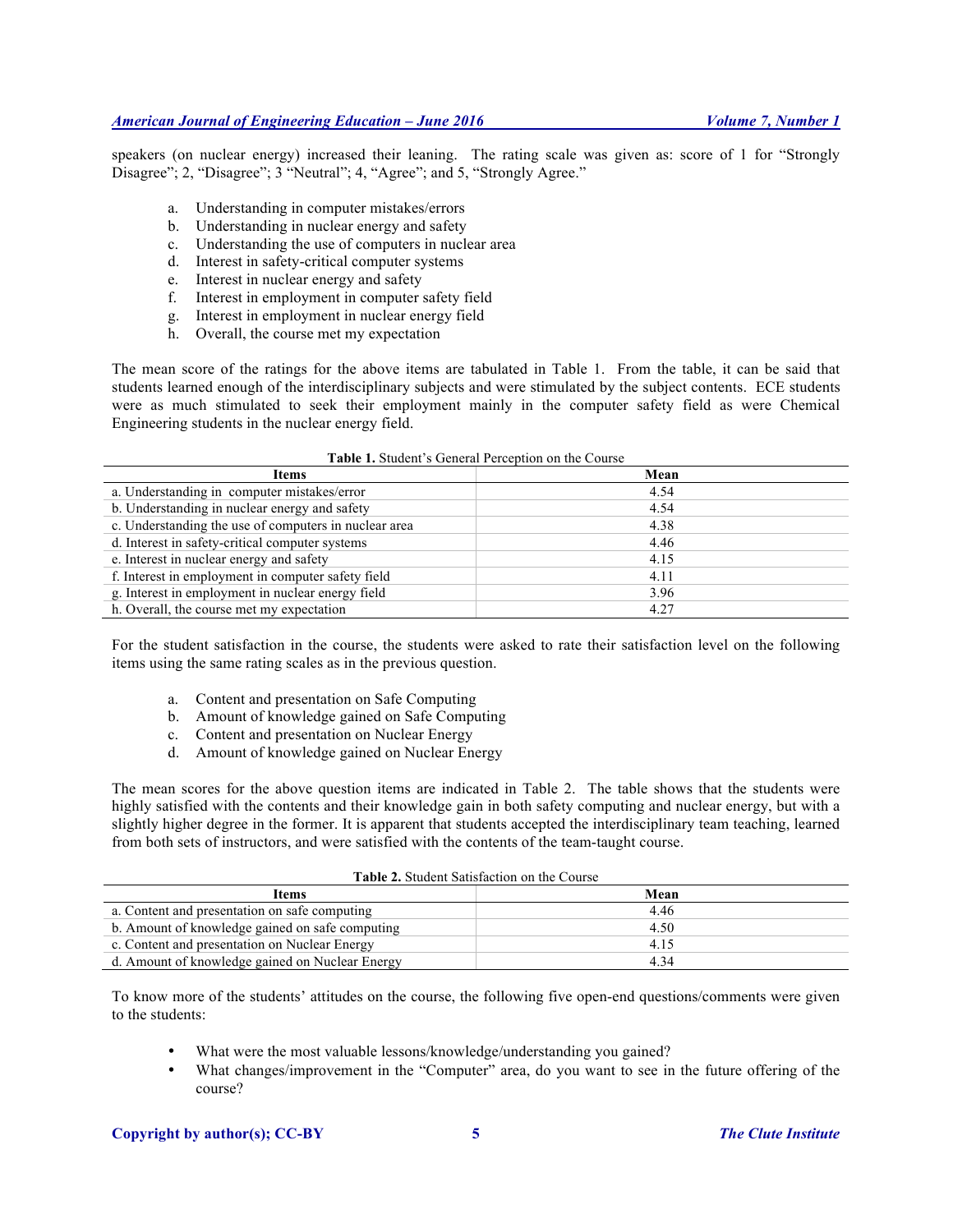speakers (on nuclear energy) increased their leaning. The rating scale was given as: score of 1 for "Strongly Disagree"; 2, "Disagree"; 3 "Neutral"; 4, "Agree"; and 5, "Strongly Agree."

a. Understanding in computer mistakes/errors
b. Understanding in nuclear energy and safety
c. Understanding the use of computers in nuclear area
d. Interest in safety-critical computer systems
e. Interest in nuclear energy and safety
f. Interest in employment in computer safety field
g. Interest in employment in nuclear energy field
h. Overall, the course met my expectation

The mean score of the ratings for the above items are tabulated in Table 1. From the table, it can be said that students learned enough of the interdisciplinary subjects and were stimulated by the subject contents. ECE students were as much stimulated to seek their employment mainly in the computer safety field as were Chemical Engineering students in the nuclear energy field.

**Table 1.** Student's General Perception on the Course

| Items | Mean |
|---|---|
| a. Understanding in computer mistakes/error | 4.54 |
| b. Understanding in nuclear energy and safety | 4.54 |
| c. Understanding the use of computers in nuclear area | 4.38 |
| d. Interest in safety-critical computer systems | 4.46 |
| e. Interest in nuclear energy and safety | 4.15 |
| f. Interest in employment in computer safety field | 4.11 |
| g. Interest in employment in nuclear energy field | 3.96 |
| h. Overall, the course met my expectation | 4.27 |

For the student satisfaction in the course, the students were asked to rate their satisfaction level on the following items using the same rating scales as in the previous question.

a. Content and presentation on Safe Computing
b. Amount of knowledge gained on Safe Computing
c. Content and presentation on Nuclear Energy
d. Amount of knowledge gained on Nuclear Energy

The mean scores for the above question items are indicated in Table 2. The table shows that the students were highly satisfied with the contents and their knowledge gain in both safety computing and nuclear energy, but with a slightly higher degree in the former. It is apparent that students accepted the interdisciplinary team teaching, learned from both sets of instructors, and were satisfied with the contents of the team-taught course.

**Table 2.** Student Satisfaction on the Course

| Items | Mean |
|---|---|
| a. Content and presentation on safe computing | 4.46 |
| b. Amount of knowledge gained on safe computing | 4.50 |
| c. Content and presentation on Nuclear Energy | 4.15 |
| d. Amount of knowledge gained on Nuclear Energy | 4.34 |

To know more of the students' attitudes on the course, the following five open-end questions/comments were given to the students:

- What were the most valuable lessons/knowledge/understanding you gained?
- What changes/improvement in the "Computer" area, do you want to see in the future offering of the course?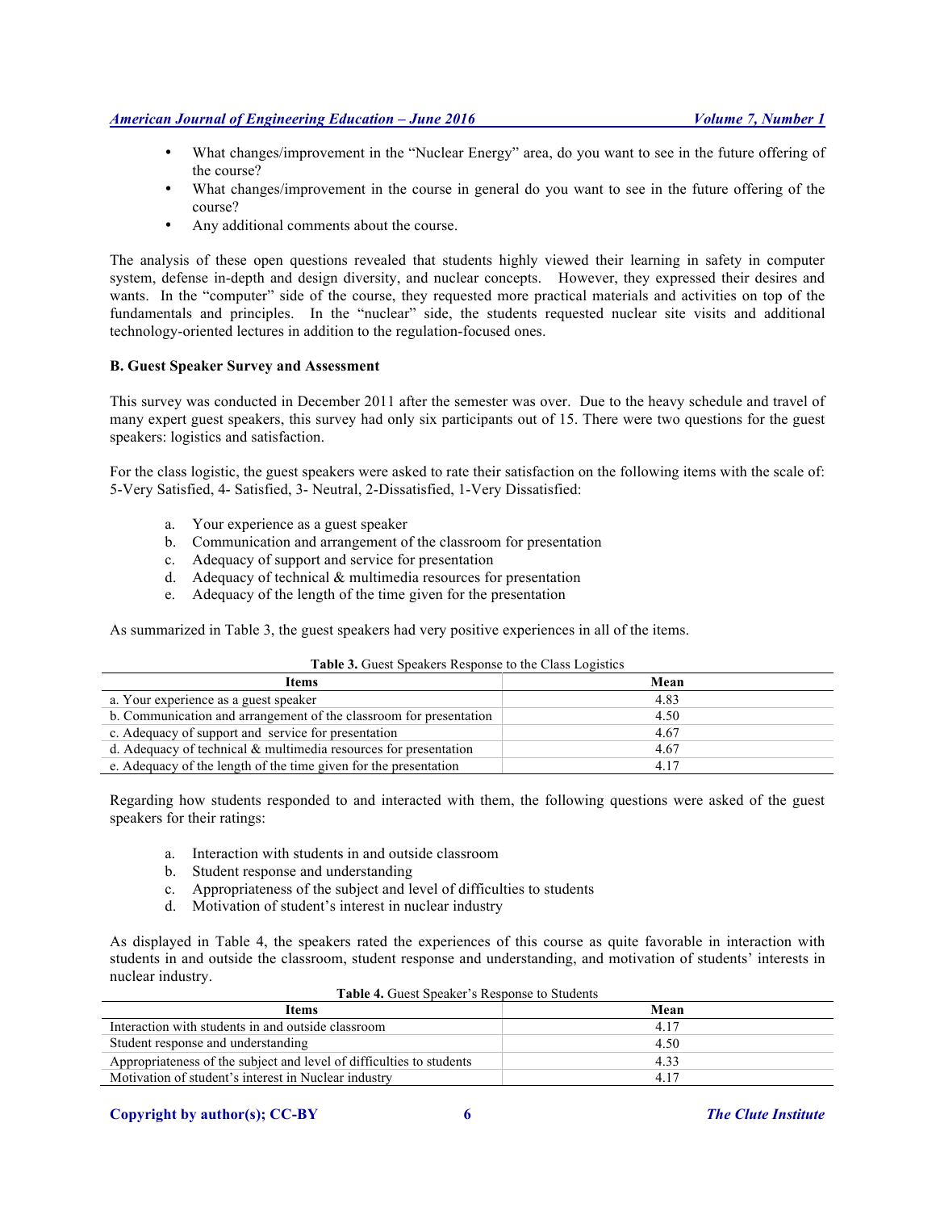- What changes/improvement in the "Nuclear Energy" area, do you want to see in the future offering of the course?
- What changes/improvement in the course in general do you want to see in the future offering of the course?
- Any additional comments about the course.

The analysis of these open questions revealed that students highly viewed their learning in safety in computer system, defense in-depth and design diversity, and nuclear concepts. However, they expressed their desires and wants. In the "computer" side of the course, they requested more practical materials and activities on top of the fundamentals and principles. In the "nuclear" side, the students requested nuclear site visits and additional technology-oriented lectures in addition to the regulation-focused ones.

**B. Guest Speaker Survey and Assessment**

This survey was conducted in December 2011 after the semester was over. Due to the heavy schedule and travel of many expert guest speakers, this survey had only six participants out of 15. There were two questions for the guest speakers: logistics and satisfaction.

For the class logistic, the guest speakers were asked to rate their satisfaction on the following items with the scale of: 5-Very Satisfied, 4- Satisfied, 3- Neutral, 2-Dissatisfied, 1-Very Dissatisfied:

a. Your experience as a guest speaker
b. Communication and arrangement of the classroom for presentation
c. Adequacy of support and service for presentation
d. Adequacy of technical & multimedia resources for presentation
e. Adequacy of the length of the time given for the presentation

As summarized in Table 3, the guest speakers had very positive experiences in all of the items.

**Table 3.** Guest Speakers Response to the Class Logistics

| Items | Mean |
|---|---|
| a. Your experience as a guest speaker | 4.83 |
| b. Communication and arrangement of the classroom for presentation | 4.50 |
| c. Adequacy of support and service for presentation | 4.67 |
| d. Adequacy of technical & multimedia resources for presentation | 4.67 |
| e. Adequacy of the length of the time given for the presentation | 4.17 |

Regarding how students responded to and interacted with them, the following questions were asked of the guest speakers for their ratings:

a. Interaction with students in and outside classroom
b. Student response and understanding
c. Appropriateness of the subject and level of difficulties to students
d. Motivation of student's interest in nuclear industry

As displayed in Table 4, the speakers rated the experiences of this course as quite favorable in interaction with students in and outside the classroom, student response and understanding, and motivation of students' interests in nuclear industry.

**Table 4.** Guest Speaker's Response to Students

| Items | Mean |
|---|---|
| Interaction with students in and outside classroom | 4.17 |
| Student response and understanding | 4.50 |
| Appropriateness of the subject and level of difficulties to students | 4.33 |
| Motivation of student's interest in Nuclear industry | 4.17 |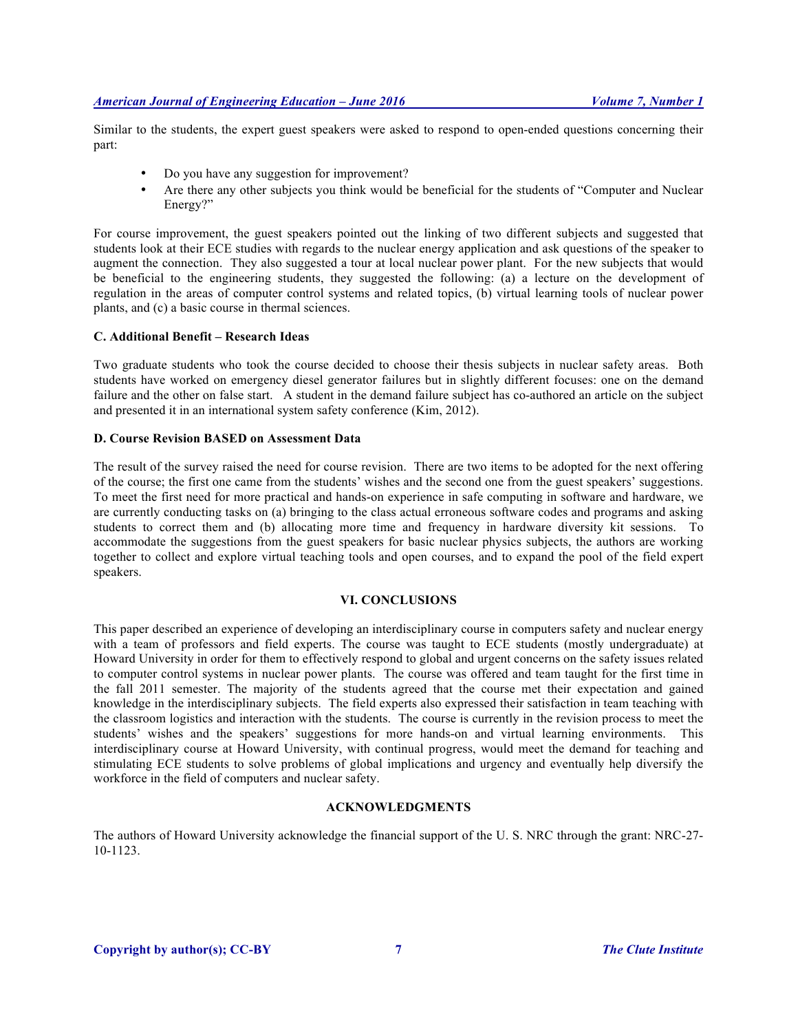Similar to the students, the expert guest speakers were asked to respond to open-ended questions concerning their part:

- Do you have any suggestion for improvement?
- Are there any other subjects you think would be beneficial for the students of "Computer and Nuclear Energy?"

For course improvement, the guest speakers pointed out the linking of two different subjects and suggested that students look at their ECE studies with regards to the nuclear energy application and ask questions of the speaker to augment the connection. They also suggested a tour at local nuclear power plant. For the new subjects that would be beneficial to the engineering students, they suggested the following: (a) a lecture on the development of regulation in the areas of computer control systems and related topics, (b) virtual learning tools of nuclear power plants, and (c) a basic course in thermal sciences.

### C. Additional Benefit – Research Ideas

Two graduate students who took the course decided to choose their thesis subjects in nuclear safety areas. Both students have worked on emergency diesel generator failures but in slightly different focuses: one on the demand failure and the other on false start. A student in the demand failure subject has co-authored an article on the subject and presented it in an international system safety conference (Kim, 2012).

### D. Course Revision BASED on Assessment Data

The result of the survey raised the need for course revision. There are two items to be adopted for the next offering of the course; the first one came from the students' wishes and the second one from the guest speakers' suggestions. To meet the first need for more practical and hands-on experience in safe computing in software and hardware, we are currently conducting tasks on (a) bringing to the class actual erroneous software codes and programs and asking students to correct them and (b) allocating more time and frequency in hardware diversity kit sessions. To accommodate the suggestions from the guest speakers for basic nuclear physics subjects, the authors are working together to collect and explore virtual teaching tools and open courses, and to expand the pool of the field expert speakers.

## VI. CONCLUSIONS

This paper described an experience of developing an interdisciplinary course in computers safety and nuclear energy with a team of professors and field experts. The course was taught to ECE students (mostly undergraduate) at Howard University in order for them to effectively respond to global and urgent concerns on the safety issues related to computer control systems in nuclear power plants. The course was offered and team taught for the first time in the fall 2011 semester. The majority of the students agreed that the course met their expectation and gained knowledge in the interdisciplinary subjects. The field experts also expressed their satisfaction in team teaching with the classroom logistics and interaction with the students. The course is currently in the revision process to meet the students' wishes and the speakers' suggestions for more hands-on and virtual learning environments. This interdisciplinary course at Howard University, with continual progress, would meet the demand for teaching and stimulating ECE students to solve problems of global implications and urgency and eventually help diversify the workforce in the field of computers and nuclear safety.

## ACKNOWLEDGMENTS

The authors of Howard University acknowledge the financial support of the U. S. NRC through the grant: NRC-27-10-1123.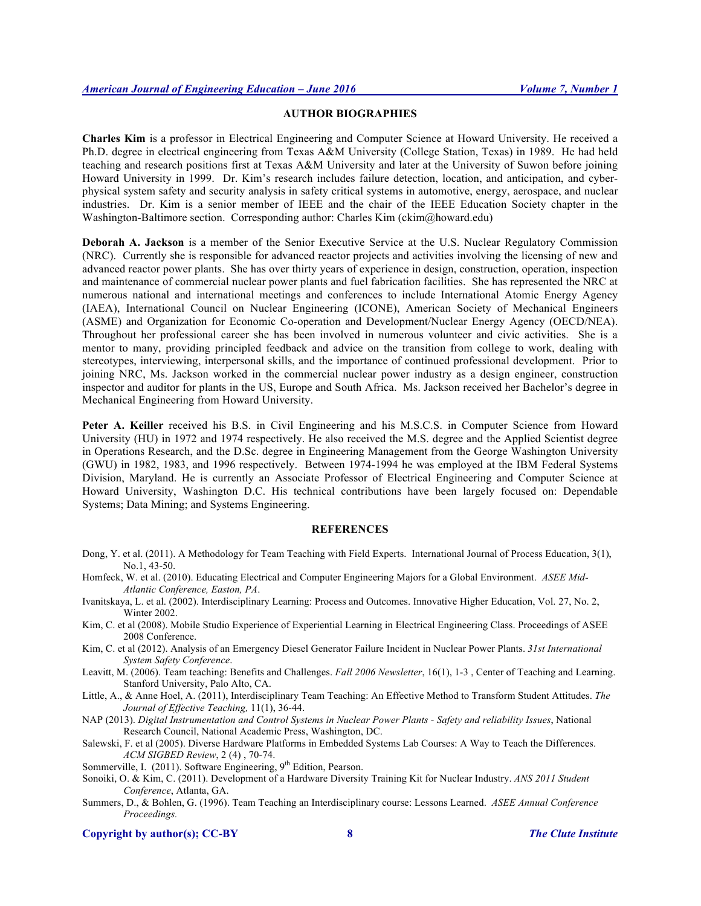## AUTHOR BIOGRAPHIES

**Charles Kim** is a professor in Electrical Engineering and Computer Science at Howard University. He received a Ph.D. degree in electrical engineering from Texas A&M University (College Station, Texas) in 1989. He had held teaching and research positions first at Texas A&M University and later at the University of Suwon before joining Howard University in 1999. Dr. Kim's research includes failure detection, location, and anticipation, and cyber-physical system safety and security analysis in safety critical systems in automotive, energy, aerospace, and nuclear industries. Dr. Kim is a senior member of IEEE and the chair of the IEEE Education Society chapter in the Washington-Baltimore section. Corresponding author: Charles Kim (ckim@howard.edu)

**Deborah A. Jackson** is a member of the Senior Executive Service at the U.S. Nuclear Regulatory Commission (NRC). Currently she is responsible for advanced reactor projects and activities involving the licensing of new and advanced reactor power plants. She has over thirty years of experience in design, construction, operation, inspection and maintenance of commercial nuclear power plants and fuel fabrication facilities. She has represented the NRC at numerous national and international meetings and conferences to include International Atomic Energy Agency (IAEA), International Council on Nuclear Engineering (ICONE), American Society of Mechanical Engineers (ASME) and Organization for Economic Co-operation and Development/Nuclear Energy Agency (OECD/NEA). Throughout her professional career she has been involved in numerous volunteer and civic activities. She is a mentor to many, providing principled feedback and advice on the transition from college to work, dealing with stereotypes, interviewing, interpersonal skills, and the importance of continued professional development. Prior to joining NRC, Ms. Jackson worked in the commercial nuclear power industry as a design engineer, construction inspector and auditor for plants in the US, Europe and South Africa. Ms. Jackson received her Bachelor's degree in Mechanical Engineering from Howard University.

**Peter A. Keiller** received his B.S. in Civil Engineering and his M.S.C.S. in Computer Science from Howard University (HU) in 1972 and 1974 respectively. He also received the M.S. degree and the Applied Scientist degree in Operations Research, and the D.Sc. degree in Engineering Management from the George Washington University (GWU) in 1982, 1983, and 1996 respectively. Between 1974-1994 he was employed at the IBM Federal Systems Division, Maryland. He is currently an Associate Professor of Electrical Engineering and Computer Science at Howard University, Washington D.C. His technical contributions have been largely focused on: Dependable Systems; Data Mining; and Systems Engineering.

## REFERENCES

Dong, Y. et al. (2011). A Methodology for Team Teaching with Field Experts. International Journal of Process Education, 3(1), No.1, 43-50.

Homfeck, W. et al. (2010). Educating Electrical and Computer Engineering Majors for a Global Environment. *ASEE Mid-Atlantic Conference, Easton, PA*.

Ivanitskaya, L. et al. (2002). Interdisciplinary Learning: Process and Outcomes. Innovative Higher Education, Vol. 27, No. 2, Winter 2002.

Kim, C. et al (2008). Mobile Studio Experience of Experiential Learning in Electrical Engineering Class. Proceedings of ASEE 2008 Conference.

Kim, C. et al (2012). Analysis of an Emergency Diesel Generator Failure Incident in Nuclear Power Plants. *31st International System Safety Conference*.

Leavitt, M. (2006). Team teaching: Benefits and Challenges. *Fall 2006 Newsletter*, 16(1), 1-3 , Center of Teaching and Learning. Stanford University, Palo Alto, CA.

Little, A., & Anne Hoel, A. (2011), Interdisciplinary Team Teaching: An Effective Method to Transform Student Attitudes. *The Journal of Effective Teaching,* 11(1), 36-44.

NAP (2013). *Digital Instrumentation and Control Systems in Nuclear Power Plants - Safety and reliability Issues*, National Research Council, National Academic Press, Washington, DC.

Salewski, F. et al (2005). Diverse Hardware Platforms in Embedded Systems Lab Courses: A Way to Teach the Differences. *ACM SIGBED Review*, 2 (4) , 70-74.

Sommerville, I. (2011). Software Engineering, 9th Edition, Pearson.

Sonoiki, O. & Kim, C. (2011). Development of a Hardware Diversity Training Kit for Nuclear Industry. *ANS 2011 Student Conference*, Atlanta, GA.

Summers, D., & Bohlen, G. (1996). Team Teaching an Interdisciplinary course: Lessons Learned. *ASEE Annual Conference Proceedings.*